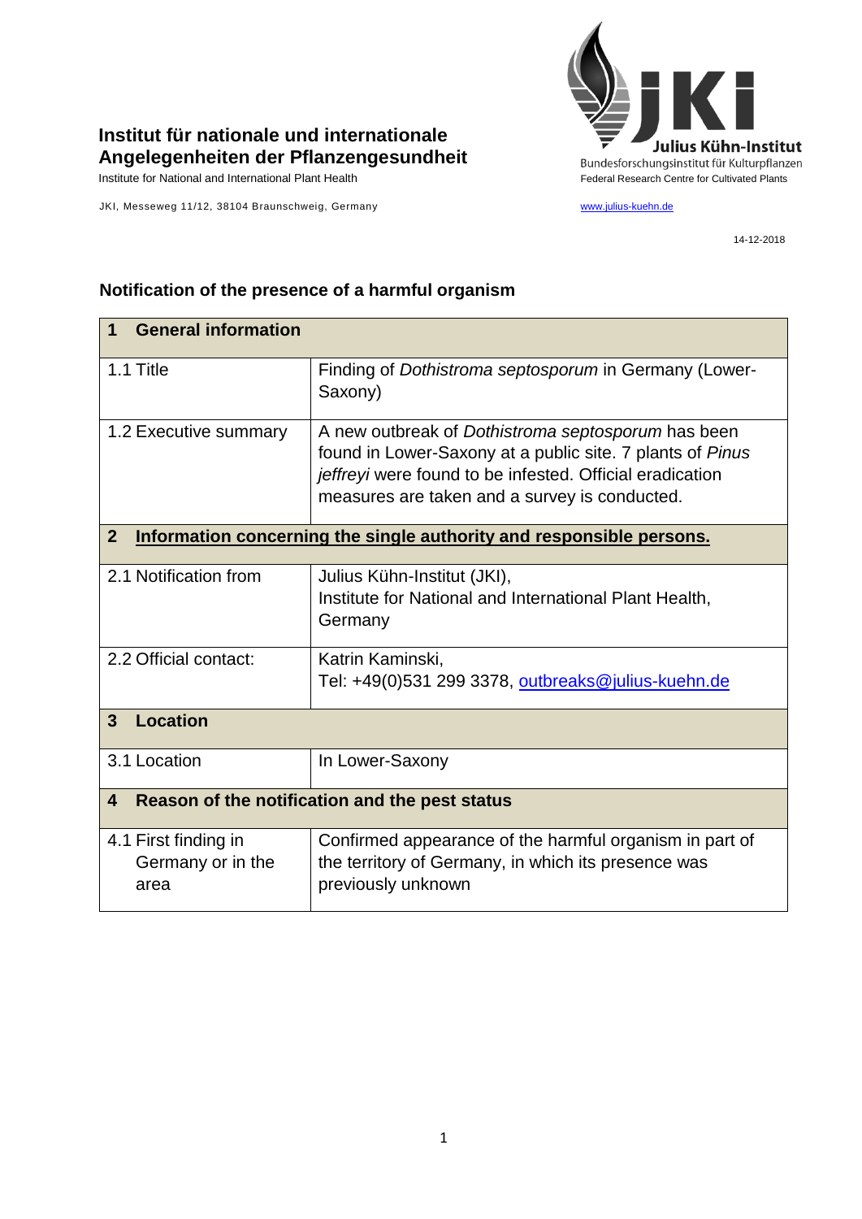**Institut für nationale und internationale Angelegenheiten der Pflanzengesundheit**

Institute for National and International Plant Health

Julius Kühn-Institut
Bundesforschungsinstitut für Kulturpflanzen
Federal Research Centre for Cultivated Plants

JKI, Messeweg 11/12, 38104 Braunschweig, Germany

www.julius-kuehn.de

14-12-2018

## Notification of the presence of a harmful organism

| **1 General information** | |
|---|---|
| 1.1 Title | Finding of *Dothistroma septosporum* in Germany (Lower-Saxony) |
| 1.2 Executive summary | A new outbreak of *Dothistroma septosporum* has been found in Lower-Saxony at a public site. 7 plants of *Pinus jeffreyi* were found to be infested. Official eradication measures are taken and a survey is conducted. |
| **2 Information concerning the single authority and responsible persons.** | |
| 2.1 Notification from | Julius Kühn-Institut (JKI), Institute for National and International Plant Health, Germany |
| 2.2 Official contact: | Katrin Kaminski, Tel: +49(0)531 299 3378, outbreaks@julius-kuehn.de |
| **3 Location** | |
| 3.1 Location | In Lower-Saxony |
| **4 Reason of the notification and the pest status** | |
| 4.1 First finding in Germany or in the area | Confirmed appearance of the harmful organism in part of the territory of Germany, in which its presence was previously unknown |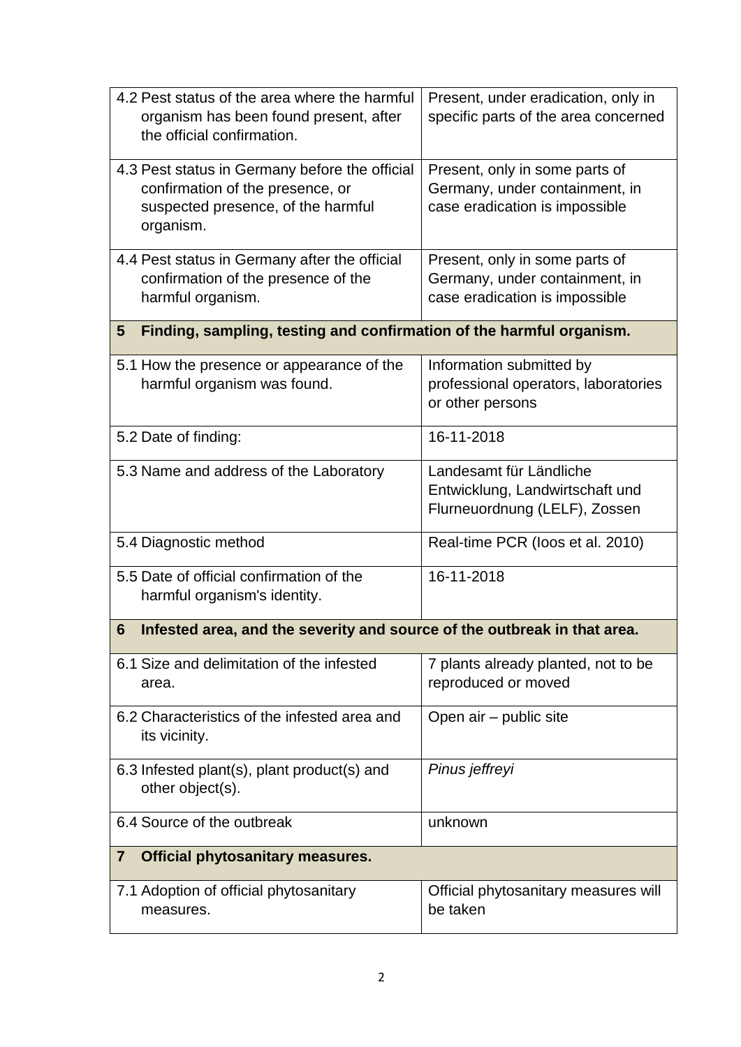| | |
|---|---|
| 4.2 Pest status of the area where the harmful organism has been found present, after the official confirmation. | Present, under eradication, only in specific parts of the area concerned |
| 4.3 Pest status in Germany before the official confirmation of the presence, or suspected presence, of the harmful organism. | Present, only in some parts of Germany, under containment, in case eradication is impossible |
| 4.4 Pest status in Germany after the official confirmation of the presence of the harmful organism. | Present, only in some parts of Germany, under containment, in case eradication is impossible |
| **5 Finding, sampling, testing and confirmation of the harmful organism.** | |
| 5.1 How the presence or appearance of the harmful organism was found. | Information submitted by professional operators, laboratories or other persons |
| 5.2 Date of finding: | 16-11-2018 |
| 5.3 Name and address of the Laboratory | Landesamt für Ländliche Entwicklung, Landwirtschaft und Flurneuordnung (LELF), Zossen |
| 5.4 Diagnostic method | Real-time PCR (Ioos et al. 2010) |
| 5.5 Date of official confirmation of the harmful organism's identity. | 16-11-2018 |
| **6 Infested area, and the severity and source of the outbreak in that area.** | |
| 6.1 Size and delimitation of the infested area. | 7 plants already planted, not to be reproduced or moved |
| 6.2 Characteristics of the infested area and its vicinity. | Open air – public site |
| 6.3 Infested plant(s), plant product(s) and other object(s). | *Pinus jeffreyi* |
| 6.4 Source of the outbreak | unknown |
| **7 Official phytosanitary measures.** | |
| 7.1 Adoption of official phytosanitary measures. | Official phytosanitary measures will be taken |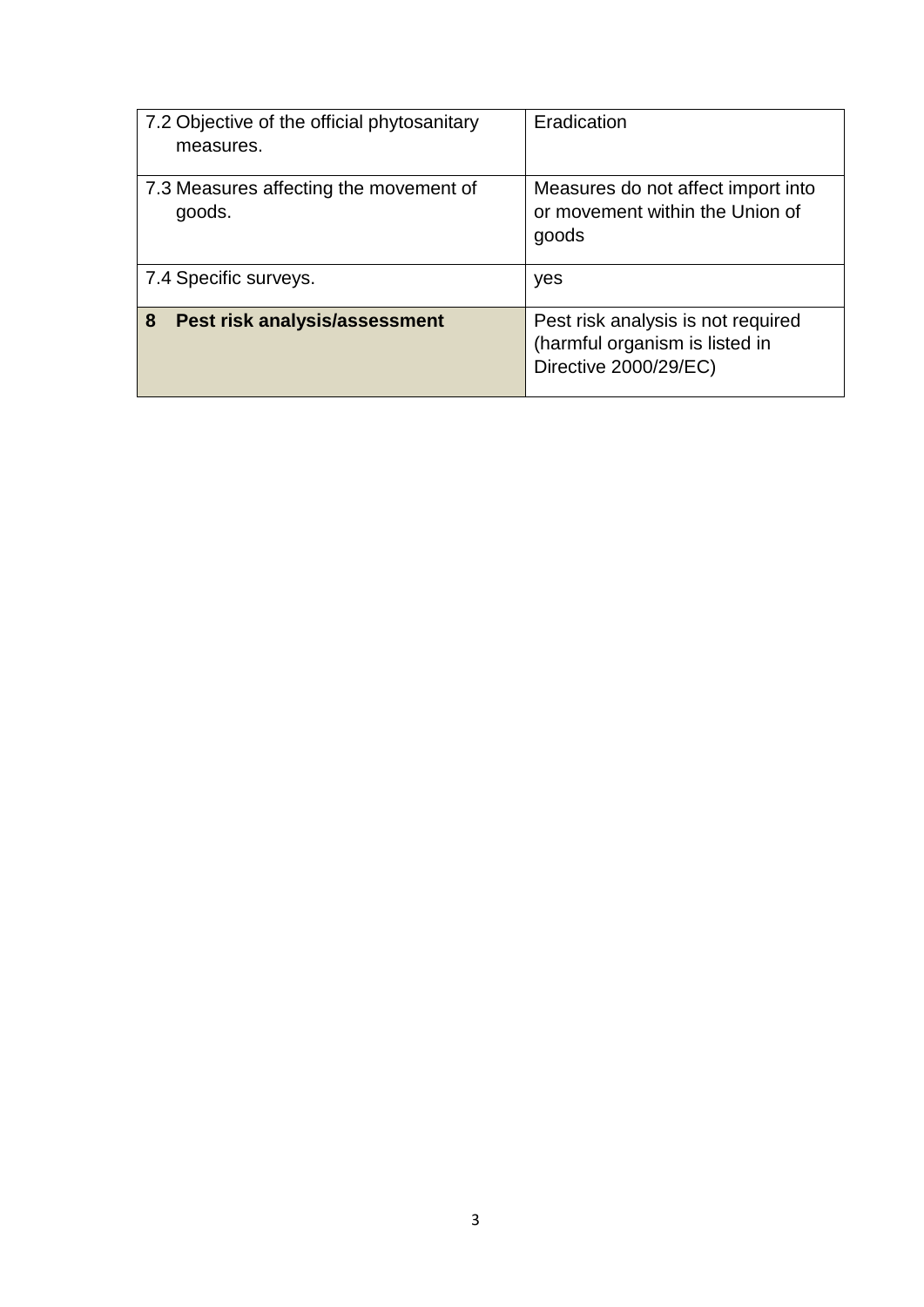| | |
|---|---|
| 7.2 Objective of the official phytosanitary measures. | Eradication |
| 7.3 Measures affecting the movement of goods. | Measures do not affect import into or movement within the Union of goods |
| 7.4 Specific surveys. | yes |
| **8 Pest risk analysis/assessment** | Pest risk analysis is not required (harmful organism is listed in Directive 2000/29/EC) |